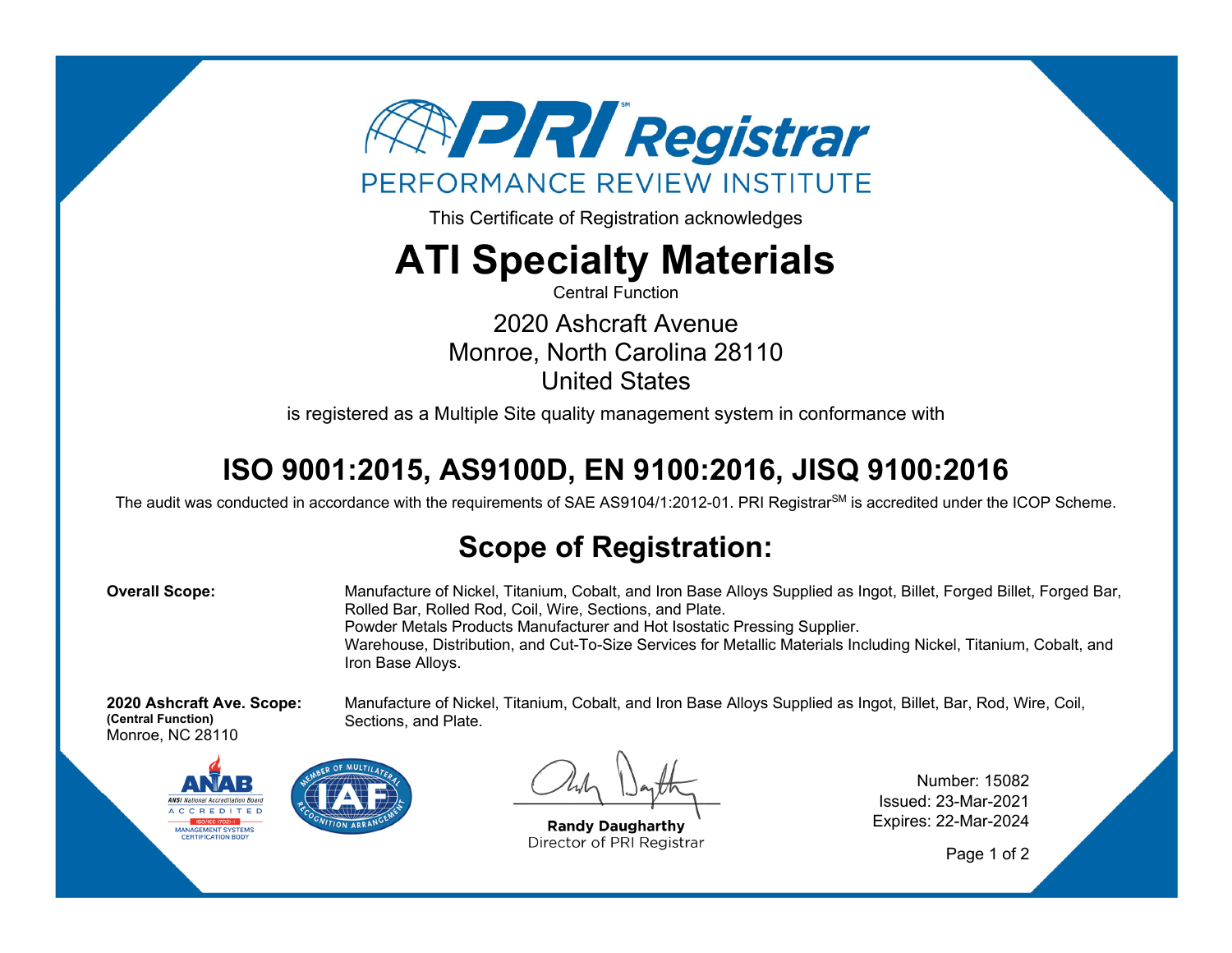# PRI Registrar

PERFORMANCE REVIEW INSTITUTE

This Certificate of Registration acknowledges

# ATI Specialty Materials

Central Function

2020 Ashcraft Avenue
Monroe, North Carolina 28110
United States

is registered as a Multiple Site quality management system in conformance with

## ISO 9001:2015, AS9100D, EN 9100:2016, JISQ 9100:2016

The audit was conducted in accordance with the requirements of SAE AS9104/1:2012-01. PRI Registrar℠ is accredited under the ICOP Scheme.

## Scope of Registration:

**Overall Scope:**

Manufacture of Nickel, Titanium, Cobalt, and Iron Base Alloys Supplied as Ingot, Billet, Forged Billet, Forged Bar, Rolled Bar, Rolled Rod, Coil, Wire, Sections, and Plate.
Powder Metals Products Manufacturer and Hot Isostatic Pressing Supplier.
Warehouse, Distribution, and Cut-To-Size Services for Metallic Materials Including Nickel, Titanium, Cobalt, and Iron Base Alloys.

**2020 Ashcraft Ave. Scope:**
**(Central Function)**
Monroe, NC 28110

Manufacture of Nickel, Titanium, Cobalt, and Iron Base Alloys Supplied as Ingot, Billet, Bar, Rod, Wire, Coil, Sections, and Plate.

ANAB — ANSI National Accreditation Board — ACCREDITED — ISO/IEC 17021-1 — MANAGEMENT SYSTEMS CERTIFICATION BODY

IAF — MEMBER OF MULTILATERAL RECOGNITION ARRANGEMENT

**Randy Daugharthy**
Director of PRI Registrar

Number: 15082
Issued: 23-Mar-2021
Expires: 22-Mar-2024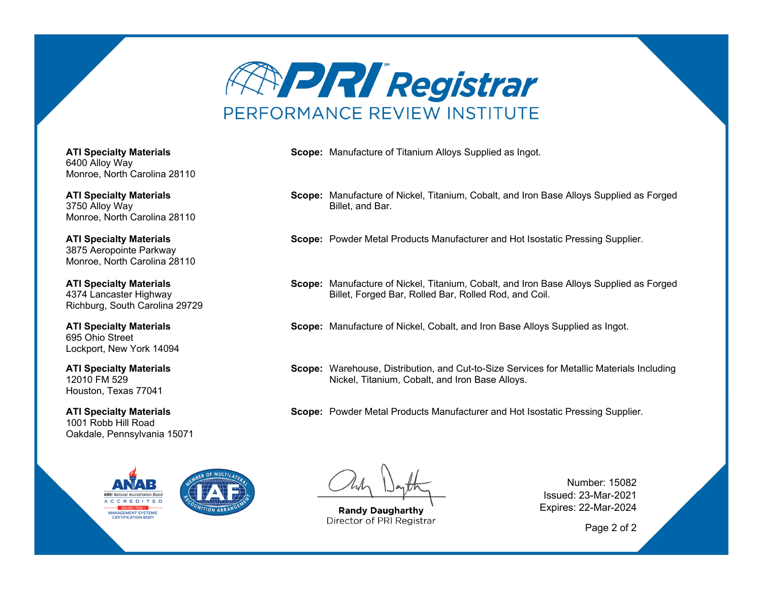# PRI Registrar

PERFORMANCE REVIEW INSTITUTE

**ATI Specialty Materials**
6400 Alloy Way
Monroe, North Carolina 28110

**Scope:** Manufacture of Titanium Alloys Supplied as Ingot.

**ATI Specialty Materials**
3750 Alloy Way
Monroe, North Carolina 28110

**Scope:** Manufacture of Nickel, Titanium, Cobalt, and Iron Base Alloys Supplied as Forged Billet, and Bar.

**ATI Specialty Materials**
3875 Aeropointe Parkway
Monroe, North Carolina 28110

**Scope:** Powder Metal Products Manufacturer and Hot Isostatic Pressing Supplier.

**ATI Specialty Materials**
4374 Lancaster Highway
Richburg, South Carolina 29729

**Scope:** Manufacture of Nickel, Titanium, Cobalt, and Iron Base Alloys Supplied as Forged Billet, Forged Bar, Rolled Bar, Rolled Rod, and Coil.

**ATI Specialty Materials**
695 Ohio Street
Lockport, New York 14094

**Scope:** Manufacture of Nickel, Cobalt, and Iron Base Alloys Supplied as Ingot.

**ATI Specialty Materials**
12010 FM 529
Houston, Texas 77041

**Scope:** Warehouse, Distribution, and Cut-to-Size Services for Metallic Materials Including Nickel, Titanium, Cobalt, and Iron Base Alloys.

**ATI Specialty Materials**
1001 Robb Hill Road
Oakdale, Pennsylvania 15071

**Scope:** Powder Metal Products Manufacturer and Hot Isostatic Pressing Supplier.

ANAB
ANSI National Accreditation Board
ACCREDITED
ISO/IEC 17021-1
MANAGEMENT SYSTEMS CERTIFICATION BODY

IAF
MEMBER OF MULTILATERAL RECOGNITION ARRANGEMENT

**Randy Daugharthy**
Director of PRI Registrar

Number: 15082
Issued: 23-Mar-2021
Expires: 22-Mar-2024